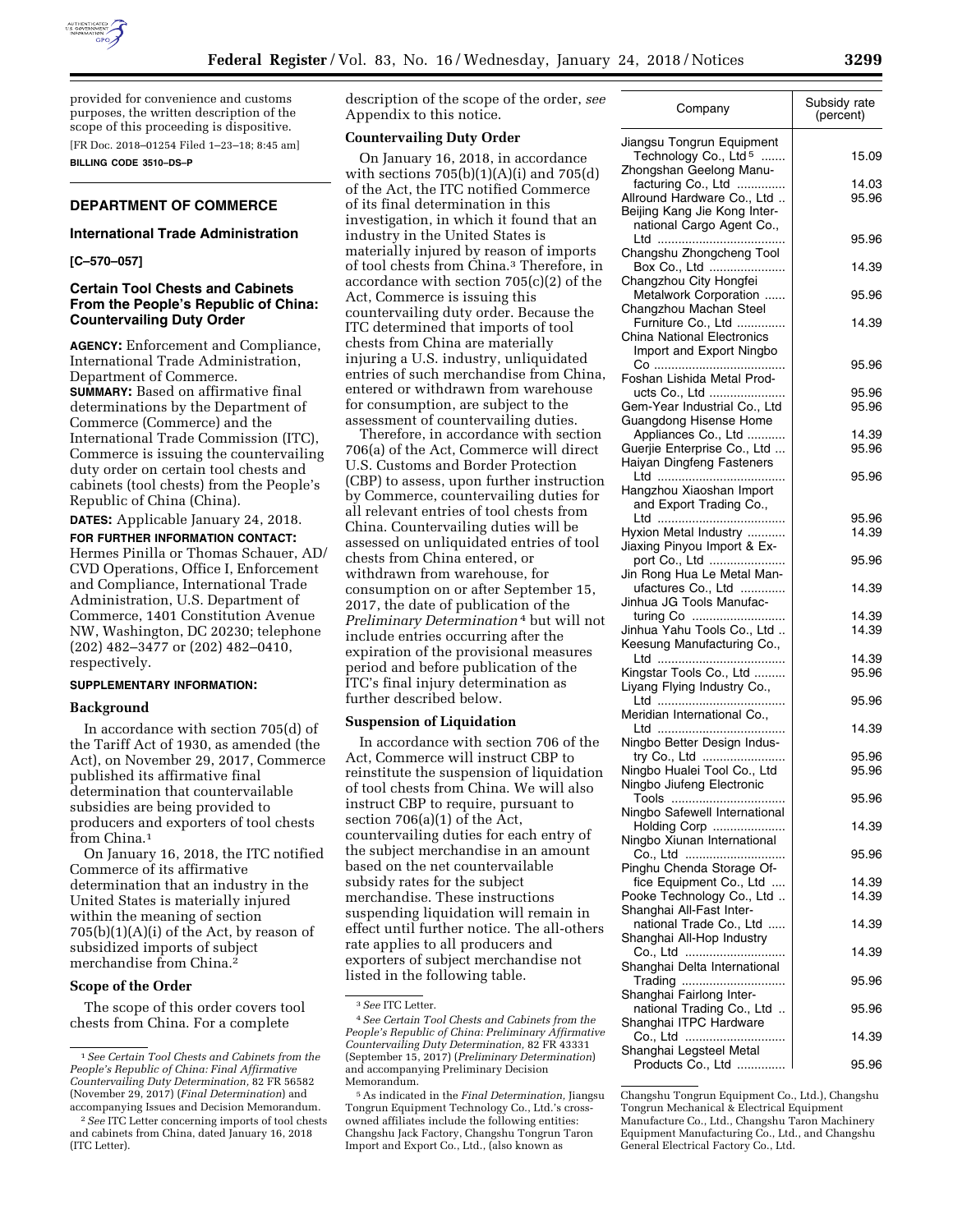provided for convenience and customs purposes, the written description of the scope of this proceeding is dispositive.

[FR Doc. 2018–01254 Filed 1–23–18; 8:45 am]

**BILLING CODE 3510–DS–P**

## DEPARTMENT OF COMMERCE

### International Trade Administration

**[C–570–057]**

### Certain Tool Chests and Cabinets From the People's Republic of China: Countervailing Duty Order

**AGENCY:** Enforcement and Compliance, International Trade Administration, Department of Commerce.

**SUMMARY:** Based on affirmative final determinations by the Department of Commerce (Commerce) and the International Trade Commission (ITC), Commerce is issuing the countervailing duty order on certain tool chests and cabinets (tool chests) from the People's Republic of China (China).

**DATES:** Applicable January 24, 2018.

**FOR FURTHER INFORMATION CONTACT:** Hermes Pinilla or Thomas Schauer, AD/CVD Operations, Office I, Enforcement and Compliance, International Trade Administration, U.S. Department of Commerce, 1401 Constitution Avenue NW, Washington, DC 20230; telephone (202) 482–3477 or (202) 482–0410, respectively.

**SUPPLEMENTARY INFORMATION:**

#### Background

In accordance with section 705(d) of the Tariff Act of 1930, as amended (the Act), on November 29, 2017, Commerce published its affirmative final determination that countervailable subsidies are being provided to producers and exporters of tool chests from China.[1]

On January 16, 2018, the ITC notified Commerce of its affirmative determination that an industry in the United States is materially injured within the meaning of section 705(b)(1)(A)(i) of the Act, by reason of subsidized imports of subject merchandise from China.[2]

#### Scope of the Order

The scope of this order covers tool chests from China. For a complete description of the scope of the order, *see* Appendix to this notice.

#### Countervailing Duty Order

On January 16, 2018, in accordance with sections 705(b)(1)(A)(i) and 705(d) of the Act, the ITC notified Commerce of its final determination in this investigation, in which it found that an industry in the United States is materially injured by reason of imports of tool chests from China.[3] Therefore, in accordance with section 705(c)(2) of the Act, Commerce is issuing this countervailing duty order. Because the ITC determined that imports of tool chests from China are materially injuring a U.S. industry, unliquidated entries of such merchandise from China, entered or withdrawn from warehouse for consumption, are subject to the assessment of countervailing duties.

Therefore, in accordance with section 706(a) of the Act, Commerce will direct U.S. Customs and Border Protection (CBP) to assess, upon further instruction by Commerce, countervailing duties for all relevant entries of tool chests from China. Countervailing duties will be assessed on unliquidated entries of tool chests from China entered, or withdrawn from warehouse, for consumption on or after September 15, 2017, the date of publication of the *Preliminary Determination*[4] but will not include entries occurring after the expiration of the provisional measures period and before publication of the ITC's final injury determination as further described below.

#### Suspension of Liquidation

In accordance with section 706 of the Act, Commerce will instruct CBP to reinstitute the suspension of liquidation of tool chests from China. We will also instruct CBP to require, pursuant to section 706(a)(1) of the Act, countervailing duties for each entry of the subject merchandise in an amount based on the net countervailable subsidy rates for the subject merchandise. These instructions suspending liquidation will remain in effect until further notice. The all-others rate applies to all producers and exporters of subject merchandise not listed in the following table.

| Company | Subsidy rate (percent) |
|---|---|
| Jiangsu Tongrun Equipment Technology Co., Ltd[5] | 15.09 |
| Zhongshan Geelong Manufacturing Co., Ltd | 14.03 |
| Allround Hardware Co., Ltd | 95.96 |
| Beijing Kang Jie Kong International Cargo Agent Co., Ltd | 95.96 |
| Changshu Zhongcheng Tool Box Co., Ltd | 14.39 |
| Changzhou City Hongfei Metalwork Corporation | 95.96 |
| Changzhou Machan Steel Furniture Co., Ltd | 14.39 |
| China National Electronics Import and Export Ningbo Co | 95.96 |
| Foshan Lishida Metal Products Co., Ltd | 95.96 |
| Gem-Year Industrial Co., Ltd | 95.96 |
| Guangdong Hisense Home Appliances Co., Ltd | 14.39 |
| Guerjie Enterprise Co., Ltd | 95.96 |
| Haiyan Dingfeng Fasteners Ltd | 95.96 |
| Hangzhou Xiaoshan Import and Export Trading Co., Ltd | 95.96 |
| Hyxion Metal Industry | 14.39 |
| Jiaxing Pinyou Import & Export Co., Ltd | 95.96 |
| Jin Rong Hua Le Metal Manufactures Co., Ltd | 14.39 |
| Jinhua JG Tools Manufacturing Co | 14.39 |
| Jinhua Yahu Tools Co., Ltd | 14.39 |
| Keesung Manufacturing Co., Ltd | 14.39 |
| Kingstar Tools Co., Ltd | 95.96 |
| Liyang Flying Industry Co., Ltd | 95.96 |
| Meridian International Co., Ltd | 14.39 |
| Ningbo Better Design Industry Co., Ltd | 95.96 |
| Ningbo Hualei Tool Co., Ltd | 95.96 |
| Ningbo Jiufeng Electronic Tools | 95.96 |
| Ningbo Safewell International Holding Corp | 14.39 |
| Ningbo Xiunan International Co., Ltd | 95.96 |
| Pinghu Chenda Storage Office Equipment Co., Ltd | 14.39 |
| Pooke Technology Co., Ltd | 14.39 |
| Shanghai All-Fast International Trade Co., Ltd | 14.39 |
| Shanghai All-Hop Industry Co., Ltd | 14.39 |
| Shanghai Delta International Trading | 95.96 |
| Shanghai Fairlong International Trading Co., Ltd | 95.96 |
| Shanghai ITPC Hardware Co., Ltd | 14.39 |
| Shanghai Legsteel Metal Products Co., Ltd | 95.96 |

[1] *See Certain Tool Chests and Cabinets from the People's Republic of China: Final Affirmative Countervailing Duty Determination,* 82 FR 56582 (November 29, 2017) (*Final Determination*) and accompanying Issues and Decision Memorandum.

[2] *See* ITC Letter concerning imports of tool chests and cabinets from China, dated January 16, 2018 (ITC Letter).

[3] *See* ITC Letter.

[4] *See Certain Tool Chests and Cabinets from the People's Republic of China: Preliminary Affirmative Countervailing Duty Determination,* 82 FR 43331 (September 15, 2017) (*Preliminary Determination*) and accompanying Preliminary Decision Memorandum.

[5] As indicated in the *Final Determination,* Jiangsu Tongrun Equipment Technology Co., Ltd.'s cross-owned affiliates include the following entities: Changshu Jack Factory, Changshu Tongrun Taron Import and Export Co., Ltd., (also known as Changshu Tongrun Equipment Co., Ltd.), Changshu Tongrun Mechanical & Electrical Equipment Manufacture Co., Ltd., Changshu Taron Machinery Equipment Manufacturing Co., Ltd., and Changshu General Electrical Factory Co., Ltd.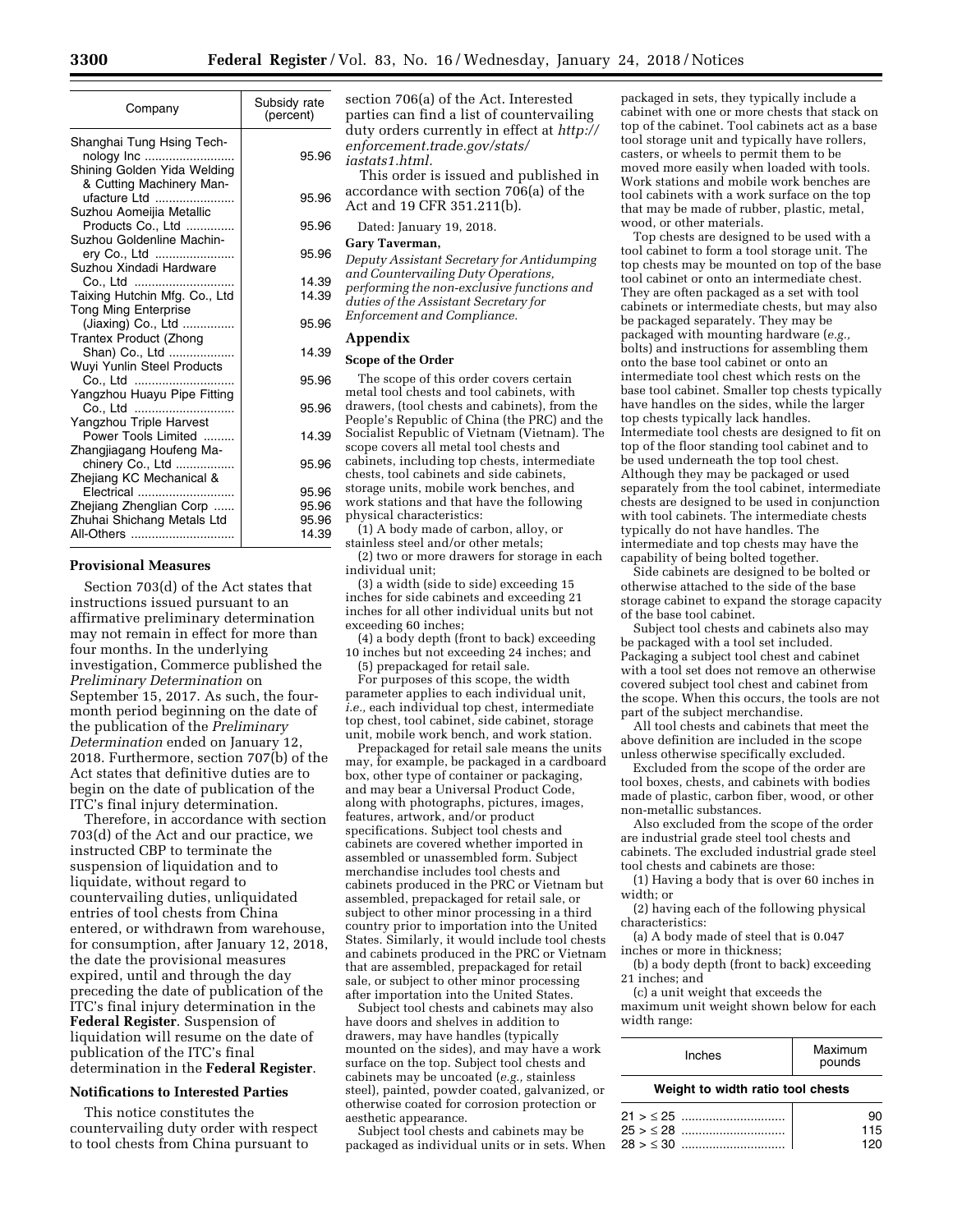| Company | Subsidy rate (percent) |
|---|---|
| Shanghai Tung Hsing Technology Inc | 95.96 |
| Shining Golden Yida Welding & Cutting Machinery Manufacture Ltd | 95.96 |
| Suzhou Aomeijia Metallic Products Co., Ltd | 95.96 |
| Suzhou Goldenline Machinery Co., Ltd | 95.96 |
| Suzhou Xindadi Hardware Co., Ltd | 14.39 |
| Taixing Hutchin Mfg. Co., Ltd | 14.39 |
| Tong Ming Enterprise (Jiaxing) Co., Ltd | 95.96 |
| Trantex Product (Zhong Shan) Co., Ltd | 14.39 |
| Wuyi Yunlin Steel Products Co., Ltd | 95.96 |
| Yangzhou Huayu Pipe Fitting Co., Ltd | 95.96 |
| Yangzhou Triple Harvest Power Tools Limited | 14.39 |
| Zhangjiagang Houfeng Machinery Co., Ltd | 95.96 |
| Zhejiang KC Mechanical & Electrical | 95.96 |
| Zhejiang Zhenglian Corp | 95.96 |
| Zhuhai Shichang Metals Ltd | 95.96 |
| All-Others | 14.39 |

**Provisional Measures**

Section 703(d) of the Act states that instructions issued pursuant to an affirmative preliminary determination may not remain in effect for more than four months. In the underlying investigation, Commerce published the *Preliminary Determination* on September 15, 2017. As such, the four-month period beginning on the date of the publication of the *Preliminary Determination* ended on January 12, 2018. Furthermore, section 707(b) of the Act states that definitive duties are to begin on the date of publication of the ITC's final injury determination.

Therefore, in accordance with section 703(d) of the Act and our practice, we instructed CBP to terminate the suspension of liquidation and to liquidate, without regard to countervailing duties, unliquidated entries of tool chests from China entered, or withdrawn from warehouse, for consumption, after January 12, 2018, the date the provisional measures expired, until and through the day preceding the date of publication of the ITC's final injury determination in the **Federal Register**. Suspension of liquidation will resume on the date of publication of the ITC's final determination in the **Federal Register**.

**Notifications to Interested Parties**

This notice constitutes the countervailing duty order with respect to tool chests from China pursuant to section 706(a) of the Act. Interested parties can find a list of countervailing duty orders currently in effect at *http://enforcement.trade.gov/stats/iastats1.html.*

This order is issued and published in accordance with section 706(a) of the Act and 19 CFR 351.211(b).

Dated: January 19, 2018.

**Gary Taverman,**

*Deputy Assistant Secretary for Antidumping and Countervailing Duty Operations, performing the non-exclusive functions and duties of the Assistant Secretary for Enforcement and Compliance.*

## Appendix

**Scope of the Order**

The scope of this order covers certain metal tool chests and tool cabinets, with drawers, (tool chests and cabinets), from the People's Republic of China (the PRC) and the Socialist Republic of Vietnam (Vietnam). The scope covers all metal tool chests and cabinets, including top chests, intermediate chests, tool cabinets and side cabinets, storage units, mobile work benches, and work stations and that have the following physical characteristics:

(1) A body made of carbon, alloy, or stainless steel and/or other metals;

(2) two or more drawers for storage in each individual unit;

(3) a width (side to side) exceeding 15 inches for side cabinets and exceeding 21 inches for all other individual units but not exceeding 60 inches;

(4) a body depth (front to back) exceeding 10 inches but not exceeding 24 inches; and

(5) prepackaged for retail sale.

For purposes of this scope, the width parameter applies to each individual unit, *i.e.,* each individual top chest, intermediate top chest, tool cabinet, side cabinet, storage unit, mobile work bench, and work station.

Prepackaged for retail sale means the units may, for example, be packaged in a cardboard box, other type of container or packaging, and may bear a Universal Product Code, along with photographs, pictures, images, features, artwork, and/or product specifications. Subject tool chests and cabinets are covered whether imported in assembled or unassembled form. Subject merchandise includes tool chests and cabinets produced in the PRC or Vietnam but assembled, prepackaged for retail sale, or subject to other minor processing in a third country prior to importation into the United States. Similarly, it would include tool chests and cabinets produced in the PRC or Vietnam that are assembled, prepackaged for retail sale, or subject to other minor processing after importation into the United States.

Subject tool chests and cabinets may also have doors and shelves in addition to drawers, may have handles (typically mounted on the sides), and may have a work surface on the top. Subject tool chests and cabinets may be uncoated (*e.g.,* stainless steel), painted, powder coated, galvanized, or otherwise coated for corrosion protection or aesthetic appearance.

Subject tool chests and cabinets may be packaged as individual units or in sets. When packaged in sets, they typically include a cabinet with one or more chests that stack on top of the cabinet. Tool cabinets act as a base tool storage unit and typically have rollers, casters, or wheels to permit them to be moved more easily when loaded with tools. Work stations and mobile work benches are tool cabinets with a work surface on the top that may be made of rubber, plastic, metal, wood, or other materials.

Top chests are designed to be used with a tool cabinet to form a tool storage unit. The top chests may be mounted on top of the base tool cabinet or onto an intermediate chest. They are often packaged as a set with tool cabinets or intermediate chests, but may also be packaged separately. They may be packaged with mounting hardware (*e.g.,* bolts) and instructions for assembling them onto the base tool cabinet or onto an intermediate tool chest which rests on the base tool cabinet. Smaller top chests typically have handles on the sides, while the larger top chests typically lack handles. Intermediate tool chests are designed to fit on top of the floor standing tool cabinet and to be used underneath the top tool chest. Although they may be packaged or used separately from the tool cabinet, intermediate chests are designed to be used in conjunction with tool cabinets. The intermediate chests typically do not have handles. The intermediate and top chests may have the capability of being bolted together.

Side cabinets are designed to be bolted or otherwise attached to the side of the base storage cabinet to expand the storage capacity of the base tool cabinet.

Subject tool chests and cabinets also may be packaged with a tool set included. Packaging a subject tool chest and cabinet with a tool set does not remove an otherwise covered subject tool chest and cabinet from the scope. When this occurs, the tools are not part of the subject merchandise.

All tool chests and cabinets that meet the above definition are included in the scope unless otherwise specifically excluded.

Excluded from the scope of the order are tool boxes, chests, and cabinets with bodies made of plastic, carbon fiber, wood, or other non-metallic substances.

Also excluded from the scope of the order are industrial grade steel tool chests and cabinets. The excluded industrial grade steel tool chests and cabinets are those:

(1) Having a body that is over 60 inches in width; or

(2) having each of the following physical characteristics:

(a) A body made of steel that is 0.047 inches or more in thickness;

(b) a body depth (front to back) exceeding 21 inches; and

(c) a unit weight that exceeds the maximum unit weight shown below for each width range:

| Inches | Maximum pounds |
|---|---|
| **Weight to width ratio tool chests** | |
| 21 > ≤ 25 | 90 |
| 25 > ≤ 28 | 115 |
| 28 > ≤ 30 | 120 |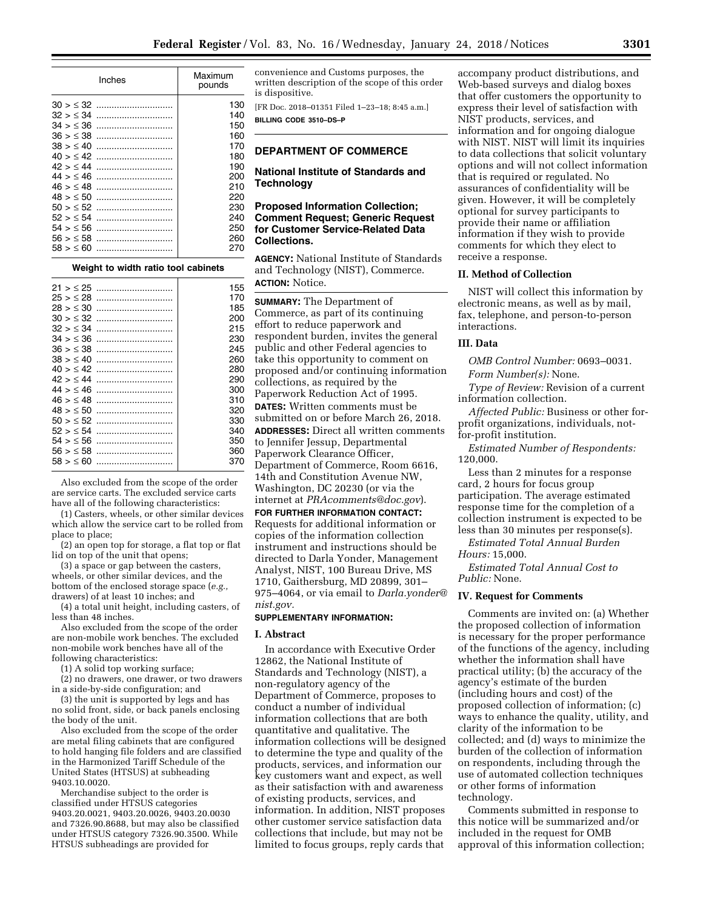| Inches | Maximum pounds |
|---|---|
| 30 > ≤ 32 | 130 |
| 32 > ≤ 34 | 140 |
| 34 > ≤ 36 | 150 |
| 36 > ≤ 38 | 160 |
| 38 > ≤ 40 | 170 |
| 40 > ≤ 42 | 180 |
| 42 > ≤ 44 | 190 |
| 44 > ≤ 46 | 200 |
| 46 > ≤ 48 | 210 |
| 48 > ≤ 50 | 220 |
| 50 > ≤ 52 | 230 |
| 52 > ≤ 54 | 240 |
| 54 > ≤ 56 | 250 |
| 56 > ≤ 58 | 260 |
| 58 > ≤ 60 | 270 |
| **Weight to width ratio tool cabinets** | |
| 21 > ≤ 25 | 155 |
| 25 > ≤ 28 | 170 |
| 28 > ≤ 30 | 185 |
| 30 > ≤ 32 | 200 |
| 32 > ≤ 34 | 215 |
| 34 > ≤ 36 | 230 |
| 36 > ≤ 38 | 245 |
| 38 > ≤ 40 | 260 |
| 40 > ≤ 42 | 280 |
| 42 > ≤ 44 | 290 |
| 44 > ≤ 46 | 300 |
| 46 > ≤ 48 | 310 |
| 48 > ≤ 50 | 320 |
| 50 > ≤ 52 | 330 |
| 52 > ≤ 54 | 340 |
| 54 > ≤ 56 | 350 |
| 56 > ≤ 58 | 360 |
| 58 > ≤ 60 | 370 |

Also excluded from the scope of the order are service carts. The excluded service carts have all of the following characteristics:

(1) Casters, wheels, or other similar devices which allow the service cart to be rolled from place to place;

(2) an open top for storage, a flat top or flat lid on top of the unit that opens;

(3) a space or gap between the casters, wheels, or other similar devices, and the bottom of the enclosed storage space (*e.g.,* drawers) of at least 10 inches; and

(4) a total unit height, including casters, of less than 48 inches.

Also excluded from the scope of the order are non-mobile work benches. The excluded non-mobile work benches have all of the following characteristics:

(1) A solid top working surface;

(2) no drawers, one drawer, or two drawers in a side-by-side configuration; and

(3) the unit is supported by legs and has no solid front, side, or back panels enclosing the body of the unit.

Also excluded from the scope of the order are metal filing cabinets that are configured to hold hanging file folders and are classified in the Harmonized Tariff Schedule of the United States (HTSUS) at subheading 9403.10.0020.

Merchandise subject to the order is classified under HTSUS categories 9403.20.0021, 9403.20.0026, 9403.20.0030 and 7326.90.8688, but may also be classified under HTSUS category 7326.90.3500. While HTSUS subheadings are provided for convenience and Customs purposes, the written description of the scope of this order is dispositive.

[FR Doc. 2018–01351 Filed 1–23–18; 8:45 a.m.]

**BILLING CODE 3510–DS–P**

## DEPARTMENT OF COMMERCE

### National Institute of Standards and Technology

### Proposed Information Collection; Comment Request; Generic Request for Customer Service-Related Data Collections.

**AGENCY:** National Institute of Standards and Technology (NIST), Commerce.

**ACTION:** Notice.

**SUMMARY:** The Department of Commerce, as part of its continuing effort to reduce paperwork and respondent burden, invites the general public and other Federal agencies to take this opportunity to comment on proposed and/or continuing information collections, as required by the Paperwork Reduction Act of 1995.

**DATES:** Written comments must be submitted on or before March 26, 2018.

**ADDRESSES:** Direct all written comments to Jennifer Jessup, Departmental Paperwork Clearance Officer, Department of Commerce, Room 6616, 14th and Constitution Avenue NW, Washington, DC 20230 (or via the internet at *PRAcomments@doc.gov*).

**FOR FURTHER INFORMATION CONTACT:** Requests for additional information or copies of the information collection instrument and instructions should be directed to Darla Yonder, Management Analyst, NIST, 100 Bureau Drive, MS 1710, Gaithersburg, MD 20899, 301–975–4064, or via email to *Darla.yonder@nist.gov*.

**SUPPLEMENTARY INFORMATION:**

#### I. Abstract

In accordance with Executive Order 12862, the National Institute of Standards and Technology (NIST), a non-regulatory agency of the Department of Commerce, proposes to conduct a number of individual information collections that are both quantitative and qualitative. The information collections will be designed to determine the type and quality of the products, services, and information our key customers want and expect, as well as their satisfaction with and awareness of existing products, services, and information. In addition, NIST proposes other customer service satisfaction data collections that include, but may not be limited to focus groups, reply cards that accompany product distributions, and Web-based surveys and dialog boxes that offer customers the opportunity to express their level of satisfaction with NIST products, services, and information and for ongoing dialogue with NIST. NIST will limit its inquiries to data collections that solicit voluntary options and will not collect information that is required or regulated. No assurances of confidentiality will be given. However, it will be completely optional for survey participants to provide their name or affiliation information if they wish to provide comments for which they elect to receive a response.

#### II. Method of Collection

NIST will collect this information by electronic means, as well as by mail, fax, telephone, and person-to-person interactions.

#### III. Data

*OMB Control Number:* 0693–0031.

*Form Number(s):* None.

*Type of Review:* Revision of a current information collection.

*Affected Public:* Business or other for-profit organizations, individuals, not-for-profit institution.

*Estimated Number of Respondents:* 120,000.

Less than 2 minutes for a response card, 2 hours for focus group participation. The average estimated response time for the completion of a collection instrument is expected to be less than 30 minutes per response(s).

*Estimated Total Annual Burden Hours:* 15,000.

*Estimated Total Annual Cost to Public:* None.

#### IV. Request for Comments

Comments are invited on: (a) Whether the proposed collection of information is necessary for the proper performance of the functions of the agency, including whether the information shall have practical utility; (b) the accuracy of the agency's estimate of the burden (including hours and cost) of the proposed collection of information; (c) ways to enhance the quality, utility, and clarity of the information to be collected; and (d) ways to minimize the burden of the collection of information on respondents, including through the use of automated collection techniques or other forms of information technology.

Comments submitted in response to this notice will be summarized and/or included in the request for OMB approval of this information collection;